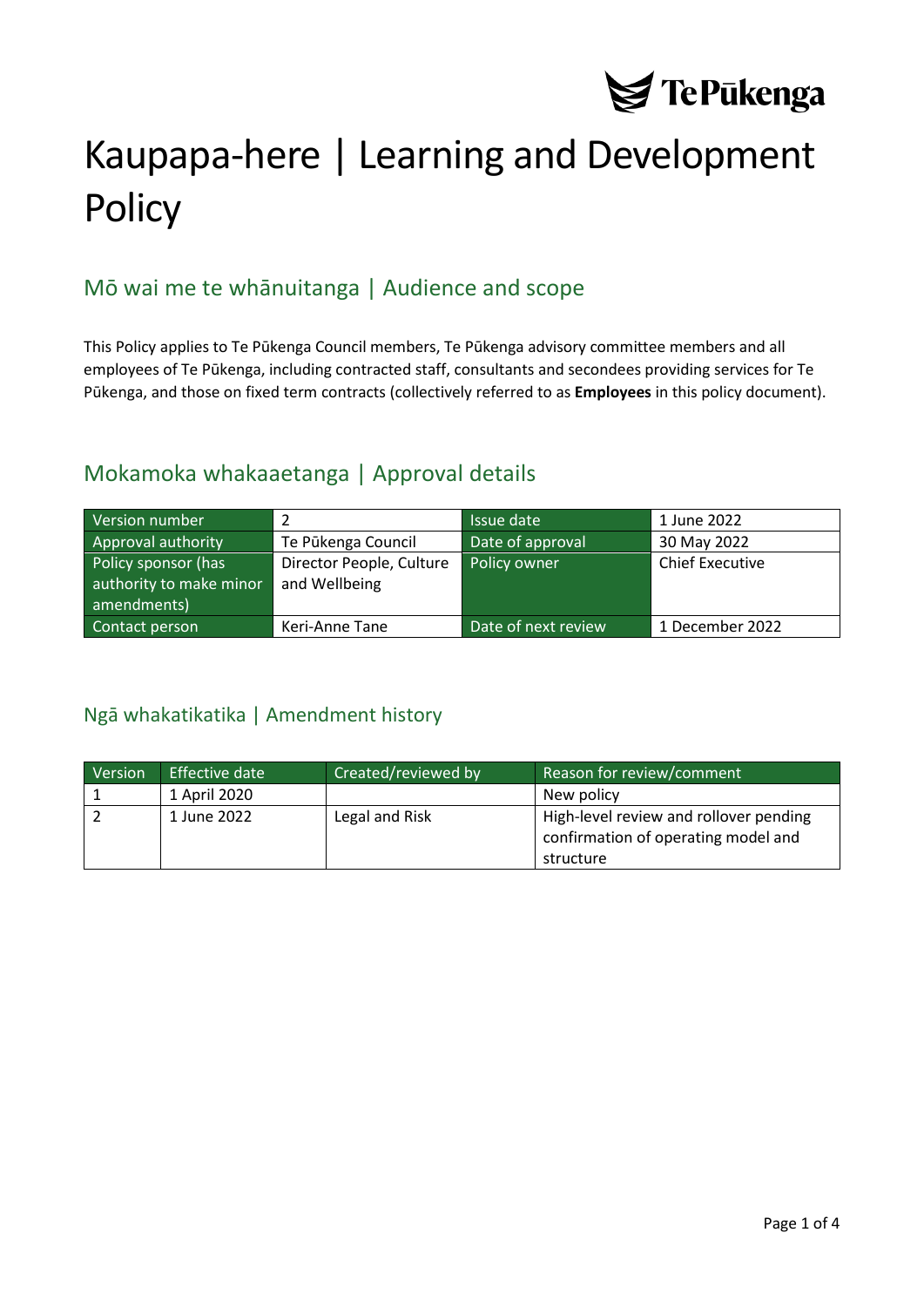# Kaupapa-here | Learning and Development Policy

## Mō wai me te whānuitanga | Audience and scope

This Policy applies to Te Pūkenga Council members, Te Pūkenga advisory committee members and all employees of Te Pūkenga, including contracted staff, consultants and secondees providing services for Te Pūkenga, and those on fixed term contracts (collectively referred to as **Employees** in this policy document).

## Mokamoka whakaaetanga | Approval details

| Version number | 2 | Issue date | 1 June 2022 |
|---|---|---|---|
| Approval authority | Te Pūkenga Council | Date of approval | 30 May 2022 |
| Policy sponsor (has authority to make minor amendments) | Director People, Culture and Wellbeing | Policy owner | Chief Executive |
| Contact person | Keri-Anne Tane | Date of next review | 1 December 2022 |

## Ngā whakatikatika | Amendment history

| Version | Effective date | Created/reviewed by | Reason for review/comment |
|---|---|---|---|
| 1 | 1 April 2020 | | New policy |
| 2 | 1 June 2022 | Legal and Risk | High-level review and rollover pending confirmation of operating model and structure |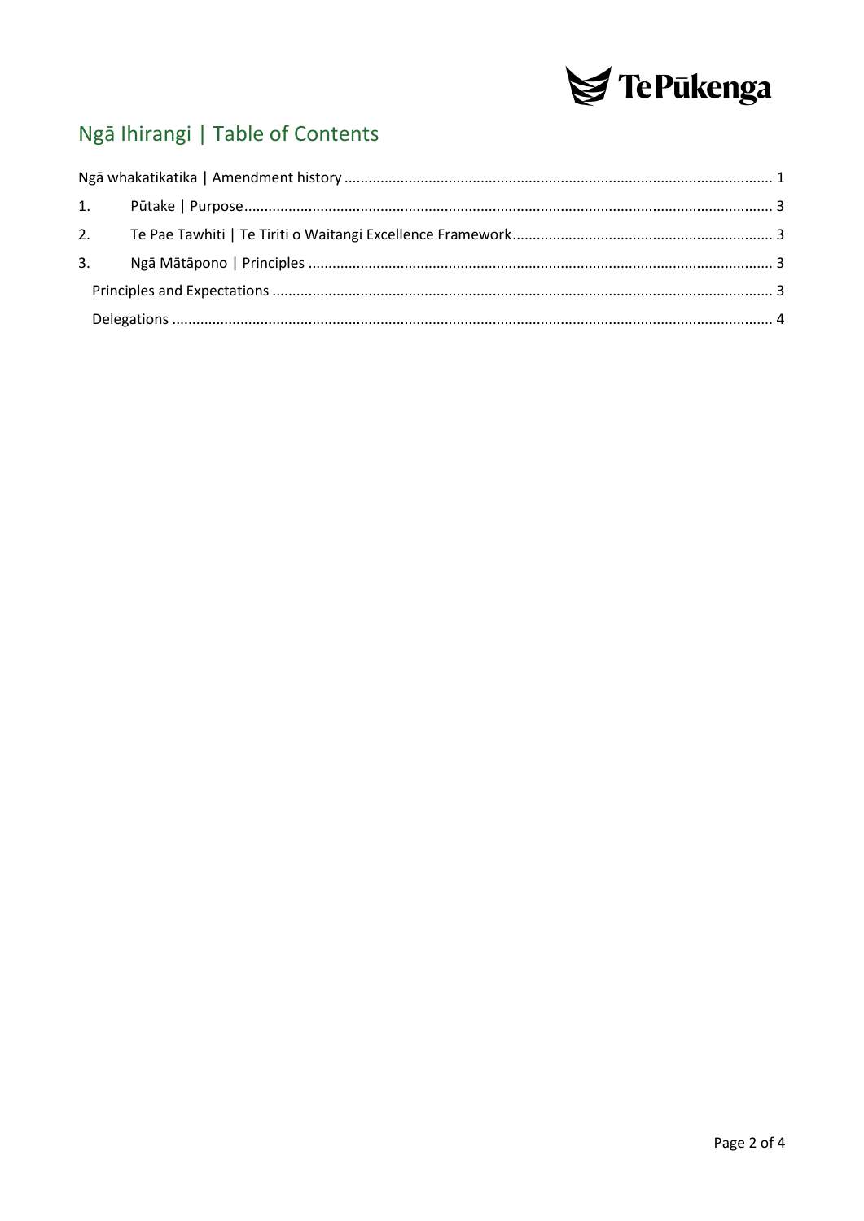## Ngā Ihirangi | Table of Contents

Ngā whakatikatika | Amendment history ..... 1

1. Pūtake | Purpose ..... 3
2. Te Pae Tawhiti | Te Tiriti o Waitangi Excellence Framework ..... 3
3. Ngā Mātāpono | Principles ..... 3

   Principles and Expectations ..... 3

   Delegations ..... 4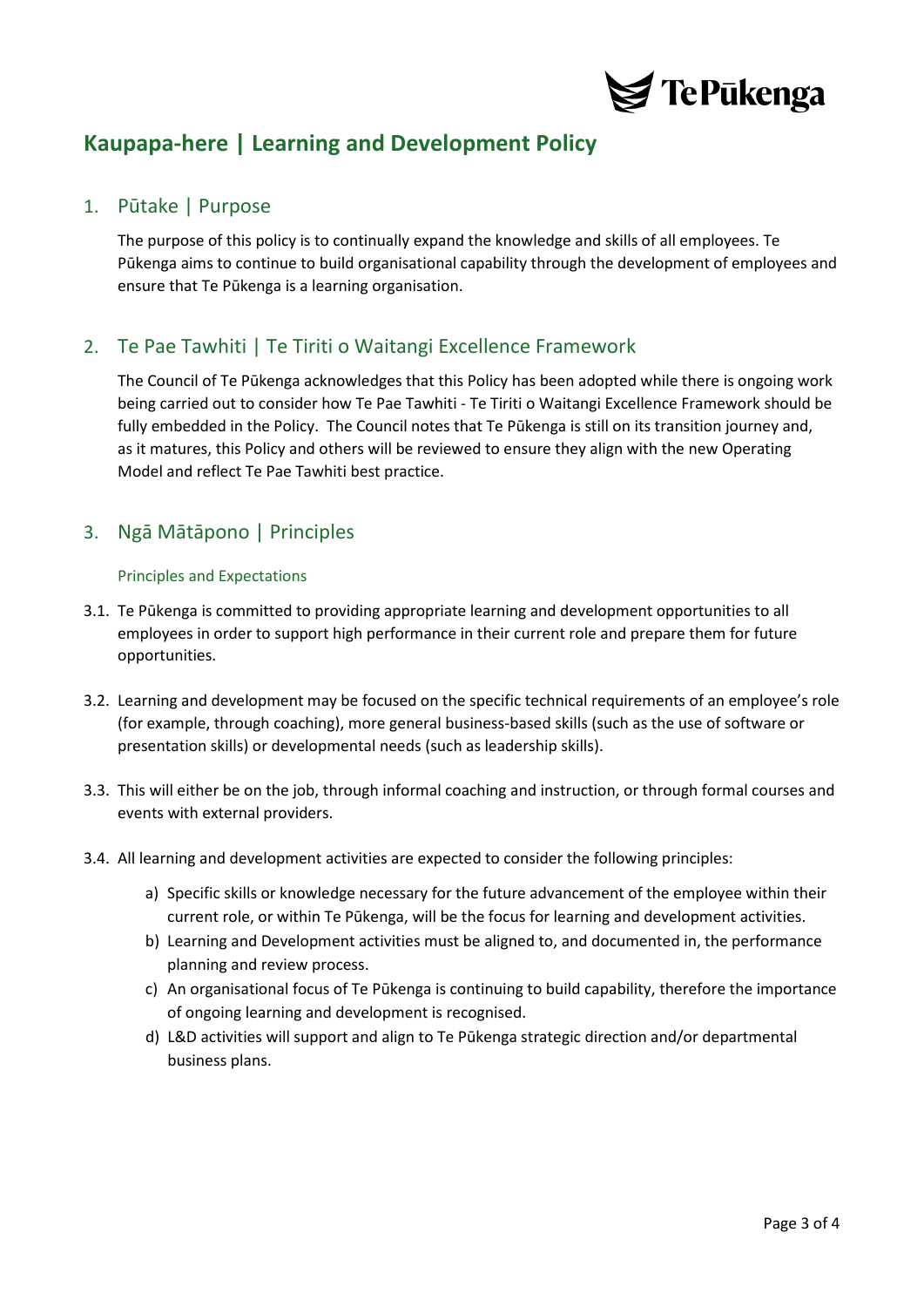# Kaupapa-here | Learning and Development Policy

## 1. Pūtake | Purpose

The purpose of this policy is to continually expand the knowledge and skills of all employees. Te Pūkenga aims to continue to build organisational capability through the development of employees and ensure that Te Pūkenga is a learning organisation.

## 2. Te Pae Tawhiti | Te Tiriti o Waitangi Excellence Framework

The Council of Te Pūkenga acknowledges that this Policy has been adopted while there is ongoing work being carried out to consider how Te Pae Tawhiti - Te Tiriti o Waitangi Excellence Framework should be fully embedded in the Policy. The Council notes that Te Pūkenga is still on its transition journey and, as it matures, this Policy and others will be reviewed to ensure they align with the new Operating Model and reflect Te Pae Tawhiti best practice.

## 3. Ngā Mātāpono | Principles

### Principles and Expectations

3.1. Te Pūkenga is committed to providing appropriate learning and development opportunities to all employees in order to support high performance in their current role and prepare them for future opportunities.

3.2. Learning and development may be focused on the specific technical requirements of an employee's role (for example, through coaching), more general business-based skills (such as the use of software or presentation skills) or developmental needs (such as leadership skills).

3.3. This will either be on the job, through informal coaching and instruction, or through formal courses and events with external providers.

3.4. All learning and development activities are expected to consider the following principles:

a) Specific skills or knowledge necessary for the future advancement of the employee within their current role, or within Te Pūkenga, will be the focus for learning and development activities.

b) Learning and Development activities must be aligned to, and documented in, the performance planning and review process.

c) An organisational focus of Te Pūkenga is continuing to build capability, therefore the importance of ongoing learning and development is recognised.

d) L&D activities will support and align to Te Pūkenga strategic direction and/or departmental business plans.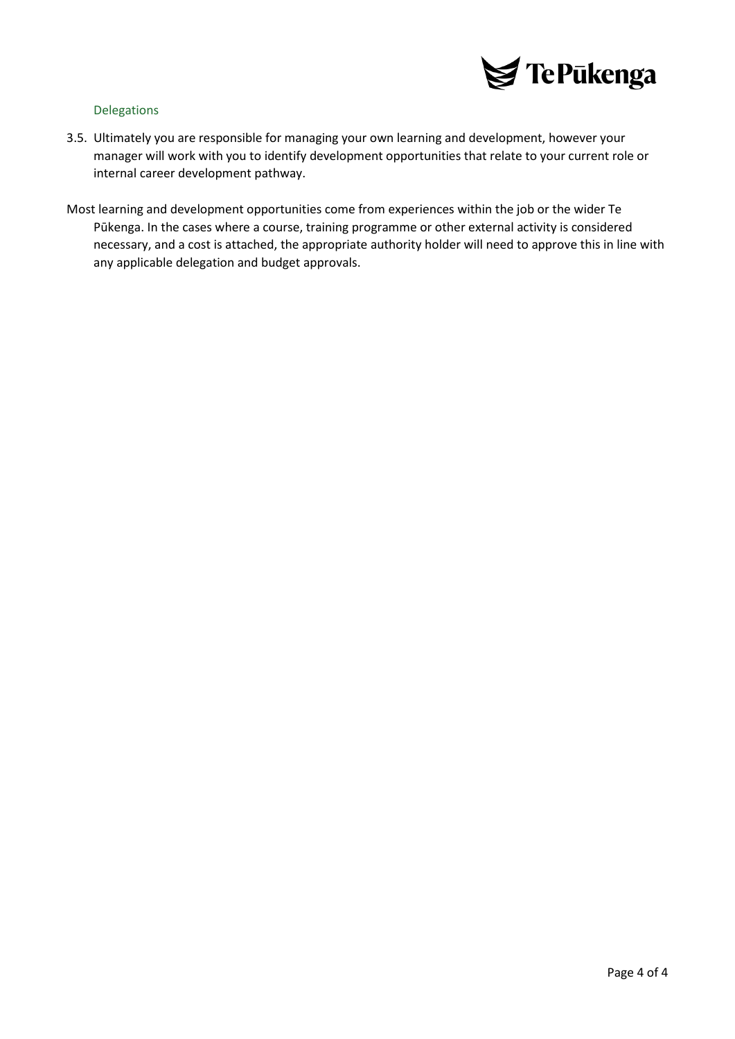### Delegations

3.5. Ultimately you are responsible for managing your own learning and development, however your manager will work with you to identify development opportunities that relate to your current role or internal career development pathway.

Most learning and development opportunities come from experiences within the job or the wider Te Pūkenga. In the cases where a course, training programme or other external activity is considered necessary, and a cost is attached, the appropriate authority holder will need to approve this in line with any applicable delegation and budget approvals.